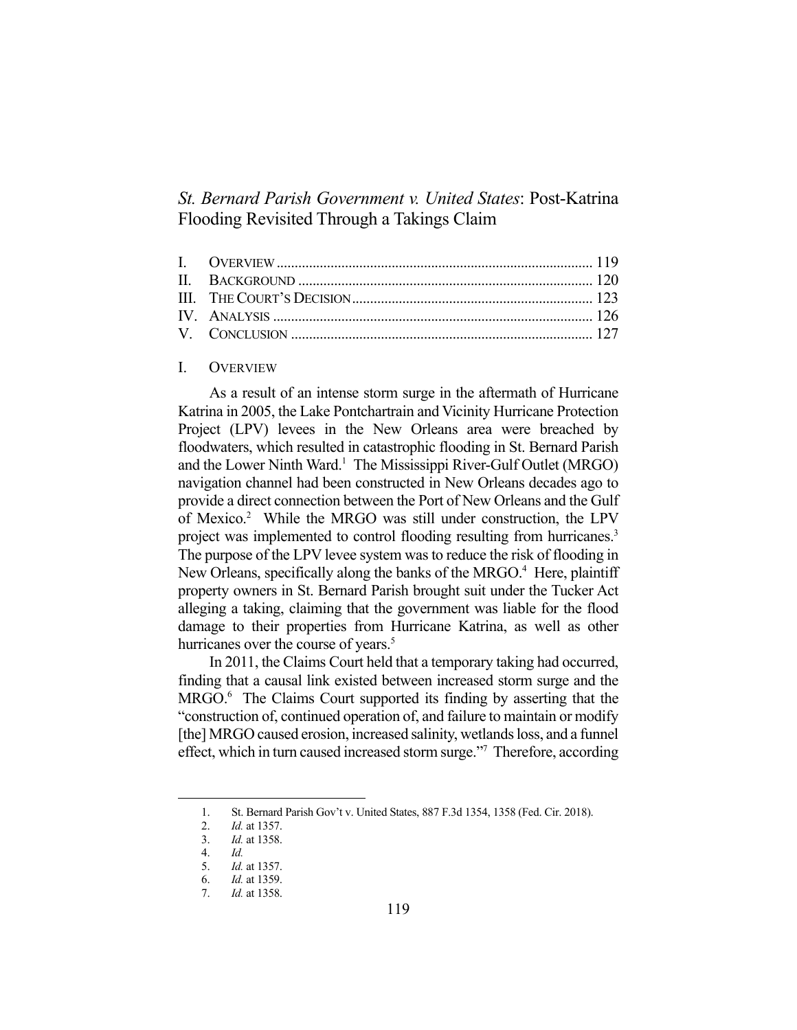# *St. Bernard Parish Government v. United States*: Post-Katrina Flooding Revisited Through a Takings Claim

| | | |
|---|---|---|
| I. | OVERVIEW | 119 |
| II. | BACKGROUND | 120 |
| III. | THE COURT'S DECISION | 123 |
| IV. | ANALYSIS | 126 |
| V. | CONCLUSION | 127 |

## I. OVERVIEW

As a result of an intense storm surge in the aftermath of Hurricane Katrina in 2005, the Lake Pontchartrain and Vicinity Hurricane Protection Project (LPV) levees in the New Orleans area were breached by floodwaters, which resulted in catastrophic flooding in St. Bernard Parish and the Lower Ninth Ward.[1] The Mississippi River-Gulf Outlet (MRGO) navigation channel had been constructed in New Orleans decades ago to provide a direct connection between the Port of New Orleans and the Gulf of Mexico.[2] While the MRGO was still under construction, the LPV project was implemented to control flooding resulting from hurricanes.[3] The purpose of the LPV levee system was to reduce the risk of flooding in New Orleans, specifically along the banks of the MRGO.[4] Here, plaintiff property owners in St. Bernard Parish brought suit under the Tucker Act alleging a taking, claiming that the government was liable for the flood damage to their properties from Hurricane Katrina, as well as other hurricanes over the course of years.[5]

In 2011, the Claims Court held that a temporary taking had occurred, finding that a causal link existed between increased storm surge and the MRGO.[6] The Claims Court supported its finding by asserting that the "construction of, continued operation of, and failure to maintain or modify [the] MRGO caused erosion, increased salinity, wetlands loss, and a funnel effect, which in turn caused increased storm surge."[7] Therefore, according

1. St. Bernard Parish Gov't v. United States, 887 F.3d 1354, 1358 (Fed. Cir. 2018).
2. *Id.* at 1357.
3. *Id.* at 1358.
4. *Id.*
5. *Id.* at 1357.
6. *Id.* at 1359.
7. *Id.* at 1358.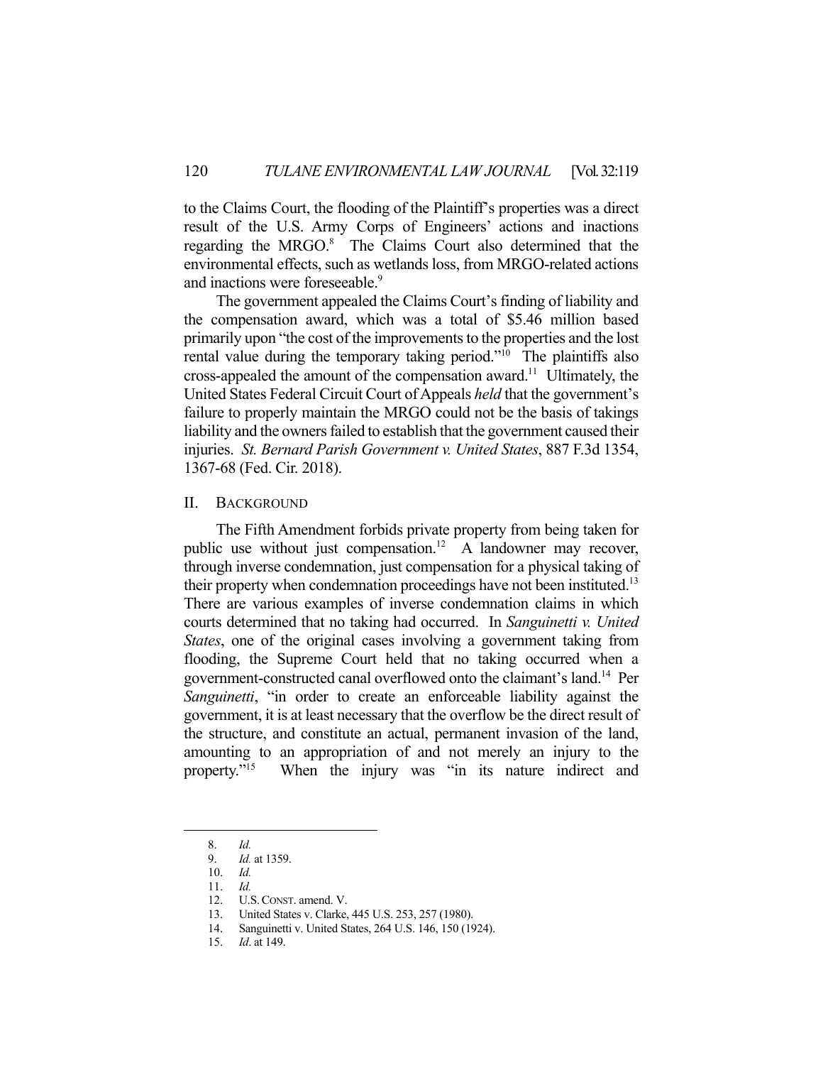to the Claims Court, the flooding of the Plaintiff's properties was a direct result of the U.S. Army Corps of Engineers' actions and inactions regarding the MRGO.[8] The Claims Court also determined that the environmental effects, such as wetlands loss, from MRGO-related actions and inactions were foreseeable.[9]

The government appealed the Claims Court's finding of liability and the compensation award, which was a total of $5.46 million based primarily upon "the cost of the improvements to the properties and the lost rental value during the temporary taking period."[10] The plaintiffs also cross-appealed the amount of the compensation award.[11] Ultimately, the United States Federal Circuit Court of Appeals *held* that the government's failure to properly maintain the MRGO could not be the basis of takings liability and the owners failed to establish that the government caused their injuries. *St. Bernard Parish Government v. United States*, 887 F.3d 1354, 1367-68 (Fed. Cir. 2018).

## II. Background

The Fifth Amendment forbids private property from being taken for public use without just compensation.[12] A landowner may recover, through inverse condemnation, just compensation for a physical taking of their property when condemnation proceedings have not been instituted.[13] There are various examples of inverse condemnation claims in which courts determined that no taking had occurred. In *Sanguinetti v. United States*, one of the original cases involving a government taking from flooding, the Supreme Court held that no taking occurred when a government-constructed canal overflowed onto the claimant's land.[14] Per *Sanguinetti*, "in order to create an enforceable liability against the government, it is at least necessary that the overflow be the direct result of the structure, and constitute an actual, permanent invasion of the land, amounting to an appropriation of and not merely an injury to the property."[15] When the injury was "in its nature indirect and

---

8. *Id.*
9. *Id.* at 1359.
10. *Id.*
11. *Id.*
12. U.S. Const. amend. V.
13. United States v. Clarke, 445 U.S. 253, 257 (1980).
14. Sanguinetti v. United States, 264 U.S. 146, 150 (1924).
15. *Id*. at 149.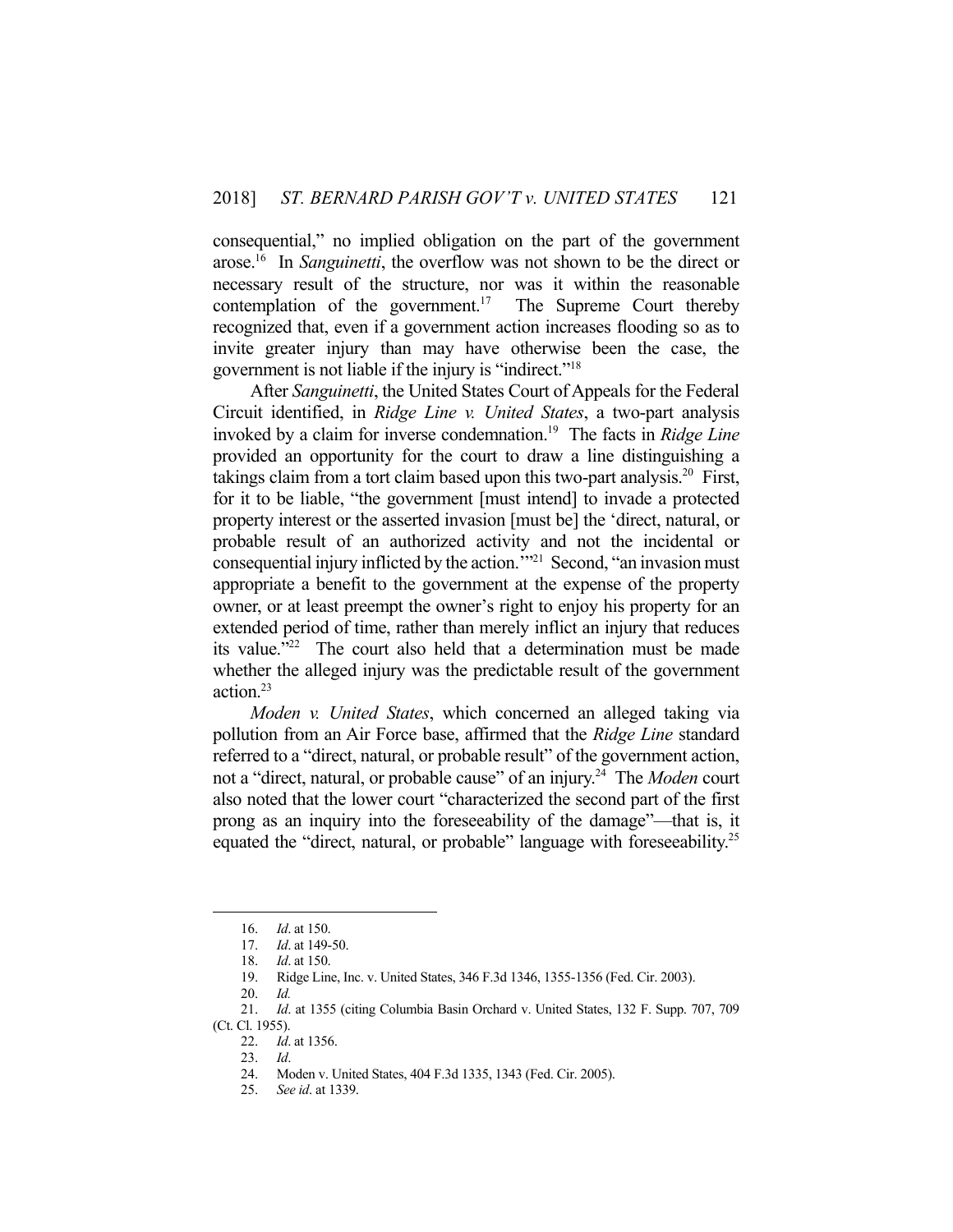consequential," no implied obligation on the part of the government arose.[16] In *Sanguinetti*, the overflow was not shown to be the direct or necessary result of the structure, nor was it within the reasonable contemplation of the government.[17] The Supreme Court thereby recognized that, even if a government action increases flooding so as to invite greater injury than may have otherwise been the case, the government is not liable if the injury is "indirect."[18]

After *Sanguinetti*, the United States Court of Appeals for the Federal Circuit identified, in *Ridge Line v. United States*, a two-part analysis invoked by a claim for inverse condemnation.[19] The facts in *Ridge Line* provided an opportunity for the court to draw a line distinguishing a takings claim from a tort claim based upon this two-part analysis.[20] First, for it to be liable, "the government [must intend] to invade a protected property interest or the asserted invasion [must be] the 'direct, natural, or probable result of an authorized activity and not the incidental or consequential injury inflicted by the action.'"[21] Second, "an invasion must appropriate a benefit to the government at the expense of the property owner, or at least preempt the owner's right to enjoy his property for an extended period of time, rather than merely inflict an injury that reduces its value."[22] The court also held that a determination must be made whether the alleged injury was the predictable result of the government action.[23]

*Moden v. United States*, which concerned an alleged taking via pollution from an Air Force base, affirmed that the *Ridge Line* standard referred to a "direct, natural, or probable result" of the government action, not a "direct, natural, or probable cause" of an injury.[24] The *Moden* court also noted that the lower court "characterized the second part of the first prong as an inquiry into the foreseeability of the damage"—that is, it equated the "direct, natural, or probable" language with foreseeability.[25]

---

16. *Id*. at 150.
17. *Id*. at 149-50.
18. *Id*. at 150.
19. Ridge Line, Inc. v. United States, 346 F.3d 1346, 1355-1356 (Fed. Cir. 2003).
20. *Id.*
21. *Id*. at 1355 (citing Columbia Basin Orchard v. United States, 132 F. Supp. 707, 709 (Ct. Cl. 1955).
22. *Id*. at 1356.
23. *Id*.
24. Moden v. United States, 404 F.3d 1335, 1343 (Fed. Cir. 2005).
25. *See id*. at 1339.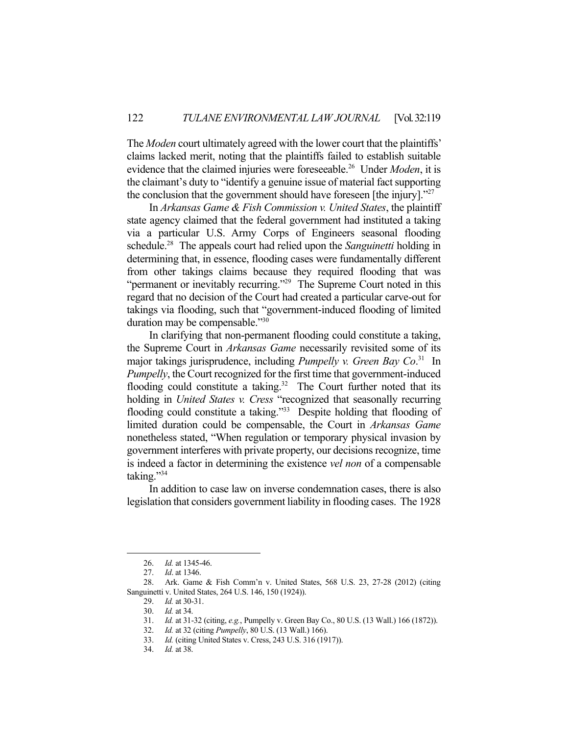The *Moden* court ultimately agreed with the lower court that the plaintiffs' claims lacked merit, noting that the plaintiffs failed to establish suitable evidence that the claimed injuries were foreseeable.[26] Under *Moden*, it is the claimant's duty to "identify a genuine issue of material fact supporting the conclusion that the government should have foreseen [the injury]."[27]

In *Arkansas Game & Fish Commission v. United States*, the plaintiff state agency claimed that the federal government had instituted a taking via a particular U.S. Army Corps of Engineers seasonal flooding schedule.[28] The appeals court had relied upon the *Sanguinetti* holding in determining that, in essence, flooding cases were fundamentally different from other takings claims because they required flooding that was "permanent or inevitably recurring."[29] The Supreme Court noted in this regard that no decision of the Court had created a particular carve-out for takings via flooding, such that "government-induced flooding of limited duration may be compensable."[30]

In clarifying that non-permanent flooding could constitute a taking, the Supreme Court in *Arkansas Game* necessarily revisited some of its major takings jurisprudence, including *Pumpelly v. Green Bay Co*.[31] In *Pumpelly*, the Court recognized for the first time that government-induced flooding could constitute a taking.[32] The Court further noted that its holding in *United States v. Cress* "recognized that seasonally recurring flooding could constitute a taking."[33] Despite holding that flooding of limited duration could be compensable, the Court in *Arkansas Game* nonetheless stated, "When regulation or temporary physical invasion by government interferes with private property, our decisions recognize, time is indeed a factor in determining the existence *vel non* of a compensable taking."[34]

In addition to case law on inverse condemnation cases, there is also legislation that considers government liability in flooding cases. The 1928

---

26. *Id.* at 1345-46.
27. *Id*. at 1346.
28. Ark. Game & Fish Comm'n v. United States, 568 U.S. 23, 27-28 (2012) (citing Sanguinetti v. United States, 264 U.S. 146, 150 (1924)).
29. *Id.* at 30-31.
30. *Id.* at 34.
31. *Id.* at 31-32 (citing, *e.g.*, Pumpelly v. Green Bay Co., 80 U.S. (13 Wall.) 166 (1872)).
32. *Id.* at 32 (citing *Pumpelly*, 80 U.S. (13 Wall.) 166).
33. *Id.* (citing United States v. Cress, 243 U.S. 316 (1917)).
34. *Id.* at 38.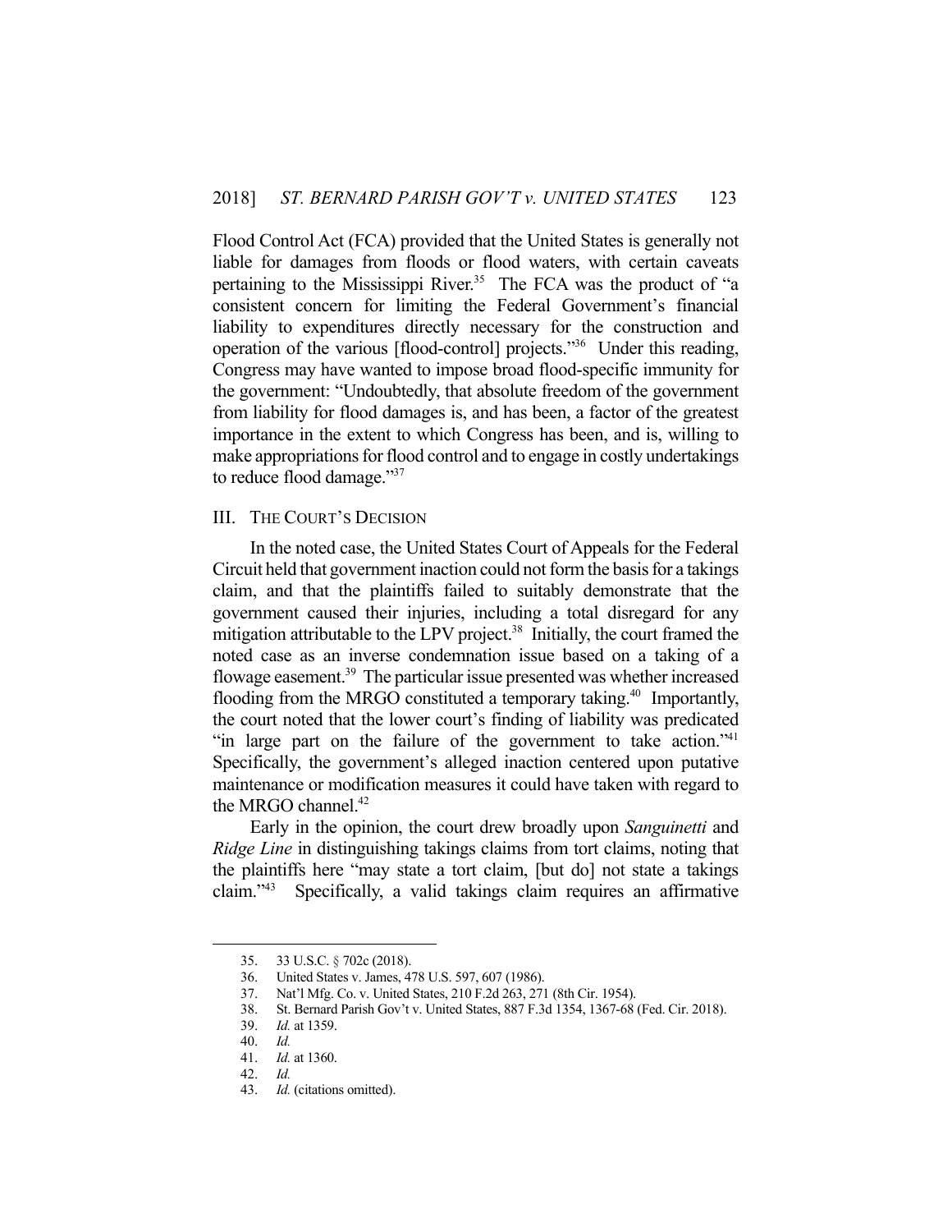Flood Control Act (FCA) provided that the United States is generally not liable for damages from floods or flood waters, with certain caveats pertaining to the Mississippi River.[35] The FCA was the product of "a consistent concern for limiting the Federal Government's financial liability to expenditures directly necessary for the construction and operation of the various [flood-control] projects."[36] Under this reading, Congress may have wanted to impose broad flood-specific immunity for the government: "Undoubtedly, that absolute freedom of the government from liability for flood damages is, and has been, a factor of the greatest importance in the extent to which Congress has been, and is, willing to make appropriations for flood control and to engage in costly undertakings to reduce flood damage."[37]

## III. THE COURT'S DECISION

In the noted case, the United States Court of Appeals for the Federal Circuit held that government inaction could not form the basis for a takings claim, and that the plaintiffs failed to suitably demonstrate that the government caused their injuries, including a total disregard for any mitigation attributable to the LPV project.[38] Initially, the court framed the noted case as an inverse condemnation issue based on a taking of a flowage easement.[39] The particular issue presented was whether increased flooding from the MRGO constituted a temporary taking.[40] Importantly, the court noted that the lower court's finding of liability was predicated "in large part on the failure of the government to take action."[41] Specifically, the government's alleged inaction centered upon putative maintenance or modification measures it could have taken with regard to the MRGO channel.[42]

Early in the opinion, the court drew broadly upon *Sanguinetti* and *Ridge Line* in distinguishing takings claims from tort claims, noting that the plaintiffs here "may state a tort claim, [but do] not state a takings claim."[43] Specifically, a valid takings claim requires an affirmative

---

35. 33 U.S.C. § 702c (2018).
36. United States v. James, 478 U.S. 597, 607 (1986).
37. Nat'l Mfg. Co. v. United States, 210 F.2d 263, 271 (8th Cir. 1954).
38. St. Bernard Parish Gov't v. United States, 887 F.3d 1354, 1367-68 (Fed. Cir. 2018).
39. *Id.* at 1359.
40. *Id.*
41. *Id.* at 1360.
42. *Id.*
43. *Id.* (citations omitted).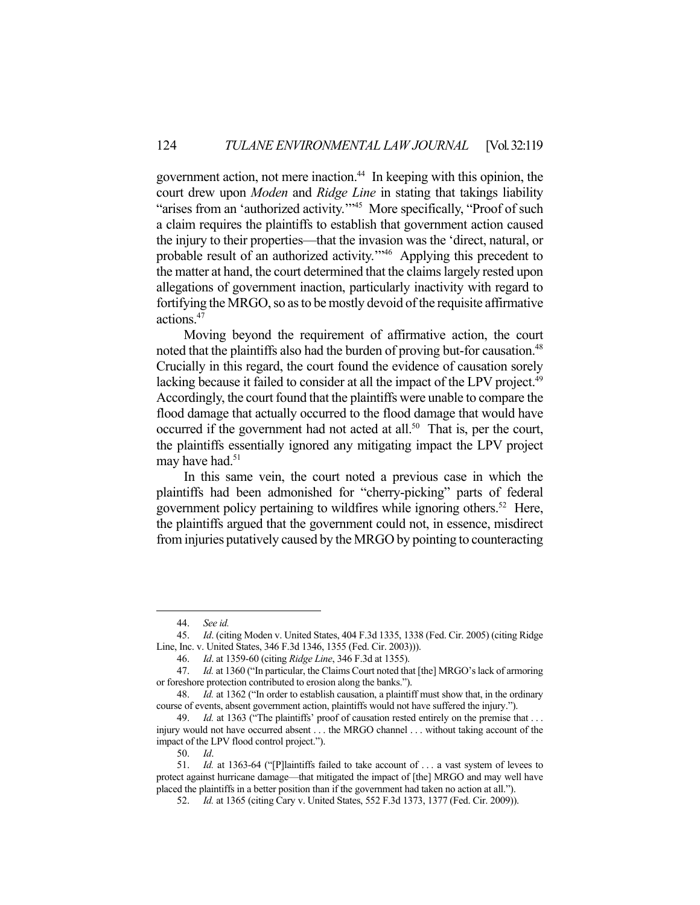government action, not mere inaction.[44] In keeping with this opinion, the court drew upon *Moden* and *Ridge Line* in stating that takings liability "arises from an 'authorized activity.'"[45] More specifically, "Proof of such a claim requires the plaintiffs to establish that government action caused the injury to their properties—that the invasion was the 'direct, natural, or probable result of an authorized activity.'"[46] Applying this precedent to the matter at hand, the court determined that the claims largely rested upon allegations of government inaction, particularly inactivity with regard to fortifying the MRGO, so as to be mostly devoid of the requisite affirmative actions.[47]

Moving beyond the requirement of affirmative action, the court noted that the plaintiffs also had the burden of proving but-for causation.[48] Crucially in this regard, the court found the evidence of causation sorely lacking because it failed to consider at all the impact of the LPV project.[49] Accordingly, the court found that the plaintiffs were unable to compare the flood damage that actually occurred to the flood damage that would have occurred if the government had not acted at all.[50] That is, per the court, the plaintiffs essentially ignored any mitigating impact the LPV project may have had.[51]

In this same vein, the court noted a previous case in which the plaintiffs had been admonished for "cherry-picking" parts of federal government policy pertaining to wildfires while ignoring others.[52] Here, the plaintiffs argued that the government could not, in essence, misdirect from injuries putatively caused by the MRGO by pointing to counteracting

---

44. *See id.*

45. *Id*. (citing Moden v. United States, 404 F.3d 1335, 1338 (Fed. Cir. 2005) (citing Ridge Line, Inc. v. United States, 346 F.3d 1346, 1355 (Fed. Cir. 2003))).

46. *Id*. at 1359-60 (citing *Ridge Line*, 346 F.3d at 1355).

47. *Id.* at 1360 ("In particular, the Claims Court noted that [the] MRGO's lack of armoring or foreshore protection contributed to erosion along the banks.").

48. *Id.* at 1362 ("In order to establish causation, a plaintiff must show that, in the ordinary course of events, absent government action, plaintiffs would not have suffered the injury.").

49. *Id.* at 1363 ("The plaintiffs' proof of causation rested entirely on the premise that . . . injury would not have occurred absent . . . the MRGO channel . . . without taking account of the impact of the LPV flood control project.").

50. *Id*.

51. *Id.* at 1363-64 ("[P]laintiffs failed to take account of . . . a vast system of levees to protect against hurricane damage—that mitigated the impact of [the] MRGO and may well have placed the plaintiffs in a better position than if the government had taken no action at all.").

52. *Id.* at 1365 (citing Cary v. United States, 552 F.3d 1373, 1377 (Fed. Cir. 2009)).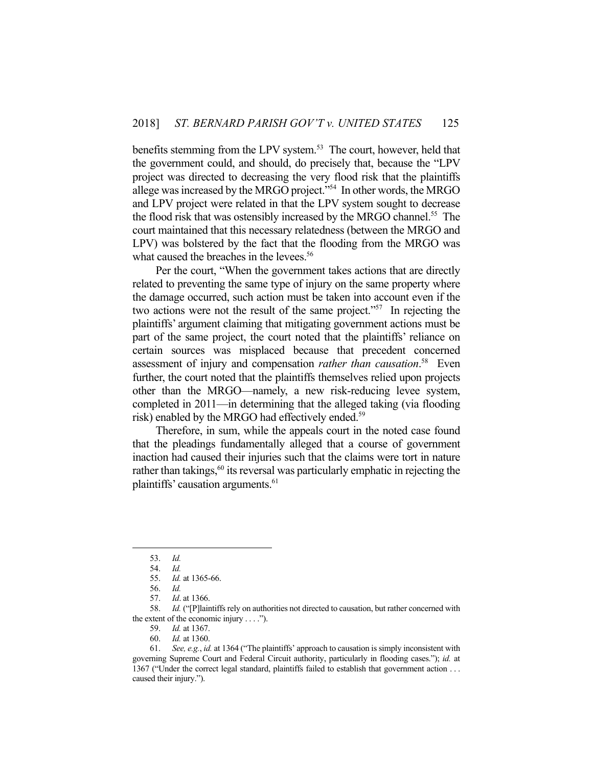benefits stemming from the LPV system.[53] The court, however, held that the government could, and should, do precisely that, because the "LPV project was directed to decreasing the very flood risk that the plaintiffs allege was increased by the MRGO project."[54] In other words, the MRGO and LPV project were related in that the LPV system sought to decrease the flood risk that was ostensibly increased by the MRGO channel.[55] The court maintained that this necessary relatedness (between the MRGO and LPV) was bolstered by the fact that the flooding from the MRGO was what caused the breaches in the levees.[56]

Per the court, "When the government takes actions that are directly related to preventing the same type of injury on the same property where the damage occurred, such action must be taken into account even if the two actions were not the result of the same project."[57] In rejecting the plaintiffs' argument claiming that mitigating government actions must be part of the same project, the court noted that the plaintiffs' reliance on certain sources was misplaced because that precedent concerned assessment of injury and compensation *rather than causation*.[58] Even further, the court noted that the plaintiffs themselves relied upon projects other than the MRGO—namely, a new risk-reducing levee system, completed in 2011—in determining that the alleged taking (via flooding risk) enabled by the MRGO had effectively ended.[59]

Therefore, in sum, while the appeals court in the noted case found that the pleadings fundamentally alleged that a course of government inaction had caused their injuries such that the claims were tort in nature rather than takings,[60] its reversal was particularly emphatic in rejecting the plaintiffs' causation arguments.[61]

---

53. *Id.*

54. *Id.*

55. *Id.* at 1365-66.

56. *Id.*

57. *Id*. at 1366.

58. *Id.* ("[P]laintiffs rely on authorities not directed to causation, but rather concerned with the extent of the economic injury . . . .").

59. *Id.* at 1367.

60. *Id.* at 1360.

61. *See, e.g.*, *id.* at 1364 ("The plaintiffs' approach to causation is simply inconsistent with governing Supreme Court and Federal Circuit authority, particularly in flooding cases."); *id.* at 1367 ("Under the correct legal standard, plaintiffs failed to establish that government action . . . caused their injury.").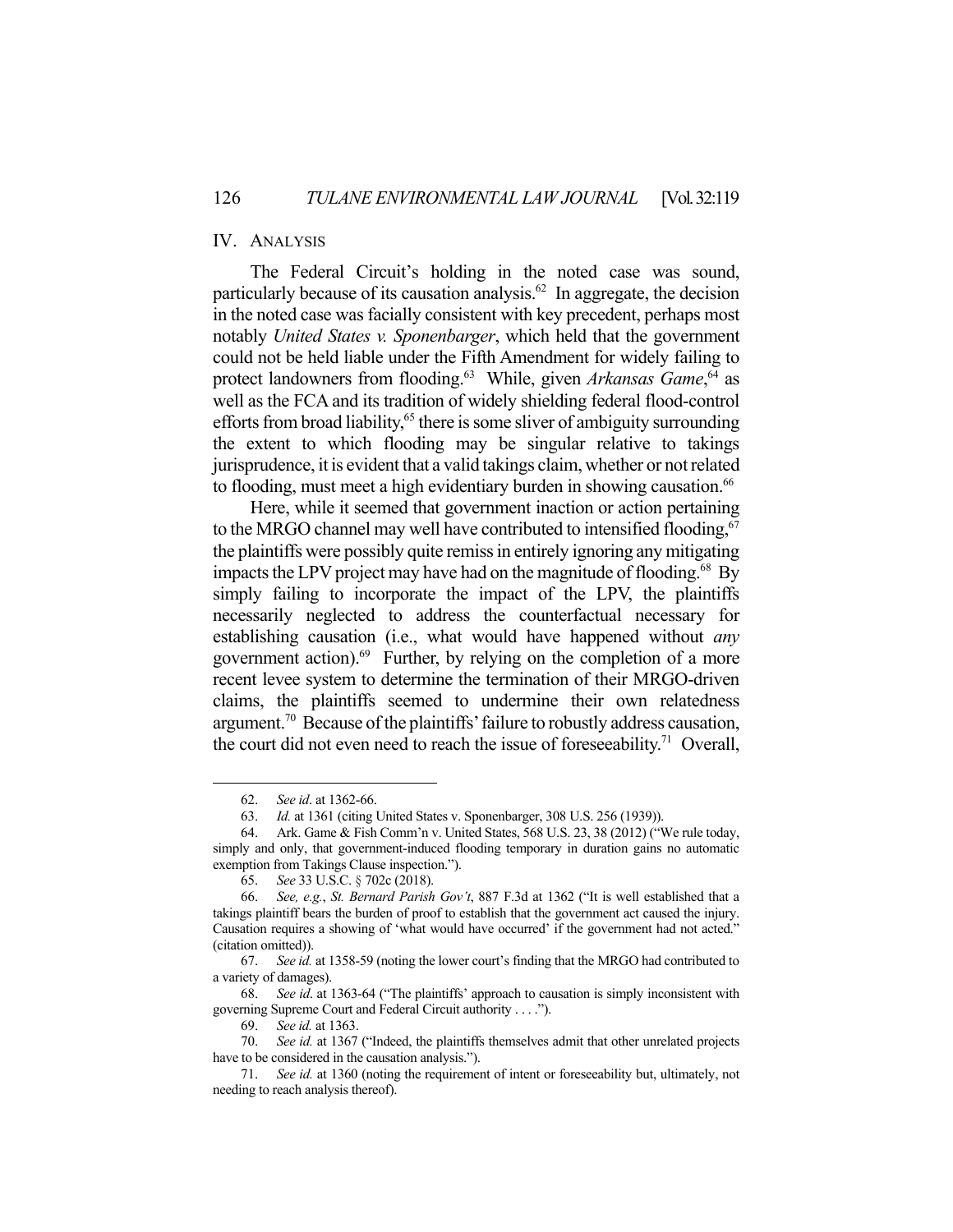## IV. ANALYSIS

The Federal Circuit's holding in the noted case was sound, particularly because of its causation analysis.[62] In aggregate, the decision in the noted case was facially consistent with key precedent, perhaps most notably *United States v. Sponenbarger*, which held that the government could not be held liable under the Fifth Amendment for widely failing to protect landowners from flooding.[63] While, given *Arkansas Game*,[64] as well as the FCA and its tradition of widely shielding federal flood-control efforts from broad liability,[65] there is some sliver of ambiguity surrounding the extent to which flooding may be singular relative to takings jurisprudence, it is evident that a valid takings claim, whether or not related to flooding, must meet a high evidentiary burden in showing causation.[66]

Here, while it seemed that government inaction or action pertaining to the MRGO channel may well have contributed to intensified flooding,[67] the plaintiffs were possibly quite remiss in entirely ignoring any mitigating impacts the LPV project may have had on the magnitude of flooding.[68] By simply failing to incorporate the impact of the LPV, the plaintiffs necessarily neglected to address the counterfactual necessary for establishing causation (i.e., what would have happened without *any* government action).[69] Further, by relying on the completion of a more recent levee system to determine the termination of their MRGO-driven claims, the plaintiffs seemed to undermine their own relatedness argument.[70] Because of the plaintiffs' failure to robustly address causation, the court did not even need to reach the issue of foreseeability.[71] Overall,

---

62. *See id*. at 1362-66.

63. *Id.* at 1361 (citing United States v. Sponenbarger, 308 U.S. 256 (1939)).

64. Ark. Game & Fish Comm'n v. United States, 568 U.S. 23, 38 (2012) ("We rule today, simply and only, that government-induced flooding temporary in duration gains no automatic exemption from Takings Clause inspection.").

65. *See* 33 U.S.C. § 702c (2018).

66. *See, e.g.*, *St. Bernard Parish Gov't*, 887 F.3d at 1362 ("It is well established that a takings plaintiff bears the burden of proof to establish that the government act caused the injury. Causation requires a showing of 'what would have occurred' if the government had not acted." (citation omitted)).

67. *See id.* at 1358-59 (noting the lower court's finding that the MRGO had contributed to a variety of damages).

68. *See id*. at 1363-64 ("The plaintiffs' approach to causation is simply inconsistent with governing Supreme Court and Federal Circuit authority . . . .").

69. *See id.* at 1363.

70. *See id.* at 1367 ("Indeed, the plaintiffs themselves admit that other unrelated projects have to be considered in the causation analysis.").

71. *See id.* at 1360 (noting the requirement of intent or foreseeability but, ultimately, not needing to reach analysis thereof).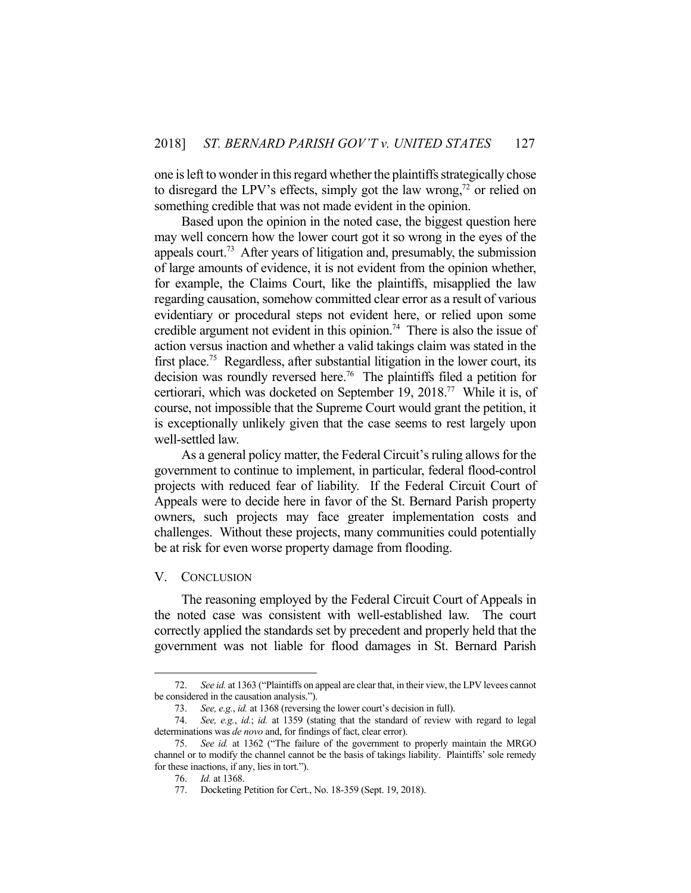one is left to wonder in this regard whether the plaintiffs strategically chose to disregard the LPV's effects, simply got the law wrong,[72] or relied on something credible that was not made evident in the opinion.

Based upon the opinion in the noted case, the biggest question here may well concern how the lower court got it so wrong in the eyes of the appeals court.[73] After years of litigation and, presumably, the submission of large amounts of evidence, it is not evident from the opinion whether, for example, the Claims Court, like the plaintiffs, misapplied the law regarding causation, somehow committed clear error as a result of various evidentiary or procedural steps not evident here, or relied upon some credible argument not evident in this opinion.[74] There is also the issue of action versus inaction and whether a valid takings claim was stated in the first place.[75] Regardless, after substantial litigation in the lower court, its decision was roundly reversed here.[76] The plaintiffs filed a petition for certiorari, which was docketed on September 19, 2018.[77] While it is, of course, not impossible that the Supreme Court would grant the petition, it is exceptionally unlikely given that the case seems to rest largely upon well-settled law.

As a general policy matter, the Federal Circuit's ruling allows for the government to continue to implement, in particular, federal flood-control projects with reduced fear of liability. If the Federal Circuit Court of Appeals were to decide here in favor of the St. Bernard Parish property owners, such projects may face greater implementation costs and challenges. Without these projects, many communities could potentially be at risk for even worse property damage from flooding.

## V. Conclusion

The reasoning employed by the Federal Circuit Court of Appeals in the noted case was consistent with well-established law. The court correctly applied the standards set by precedent and properly held that the government was not liable for flood damages in St. Bernard Parish

---

72. *See id.* at 1363 ("Plaintiffs on appeal are clear that, in their view, the LPV levees cannot be considered in the causation analysis.").

73. *See, e.g.*, *id.* at 1368 (reversing the lower court's decision in full).

74. *See, e.g.*, *id.*; *id.* at 1359 (stating that the standard of review with regard to legal determinations was *de novo* and, for findings of fact, clear error).

75. *See id.* at 1362 ("The failure of the government to properly maintain the MRGO channel or to modify the channel cannot be the basis of takings liability. Plaintiffs' sole remedy for these inactions, if any, lies in tort.").

76. *Id.* at 1368.

77. Docketing Petition for Cert., No. 18-359 (Sept. 19, 2018).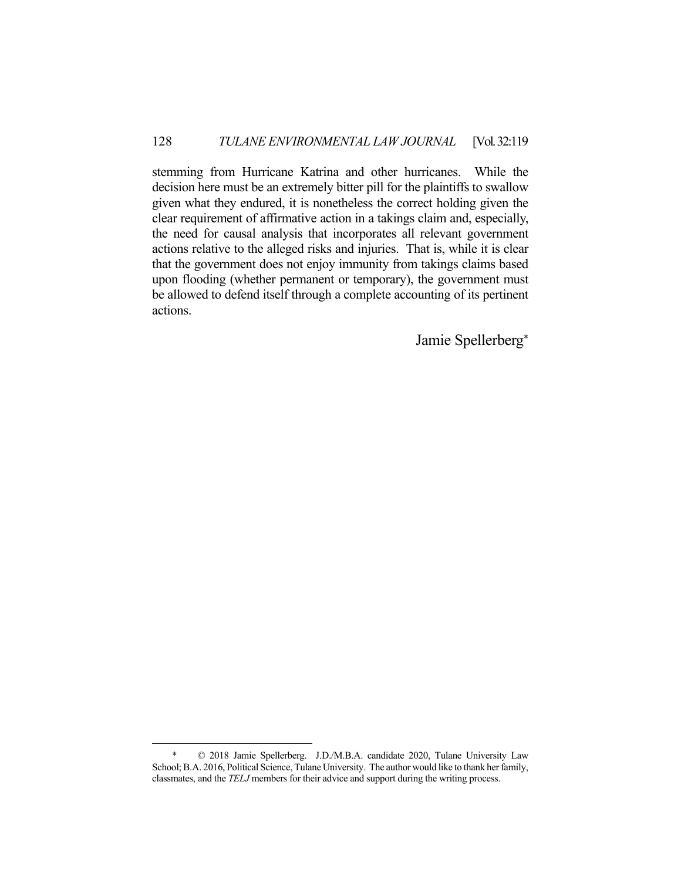stemming from Hurricane Katrina and other hurricanes. While the decision here must be an extremely bitter pill for the plaintiffs to swallow given what they endured, it is nonetheless the correct holding given the clear requirement of affirmative action in a takings claim and, especially, the need for causal analysis that incorporates all relevant government actions relative to the alleged risks and injuries. That is, while it is clear that the government does not enjoy immunity from takings claims based upon flooding (whether permanent or temporary), the government must be allowed to defend itself through a complete accounting of its pertinent actions.

Jamie Spellerberg*

\* © 2018 Jamie Spellerberg. J.D./M.B.A. candidate 2020, Tulane University Law School; B.A. 2016, Political Science, Tulane University. The author would like to thank her family, classmates, and the *TELJ* members for their advice and support during the writing process.